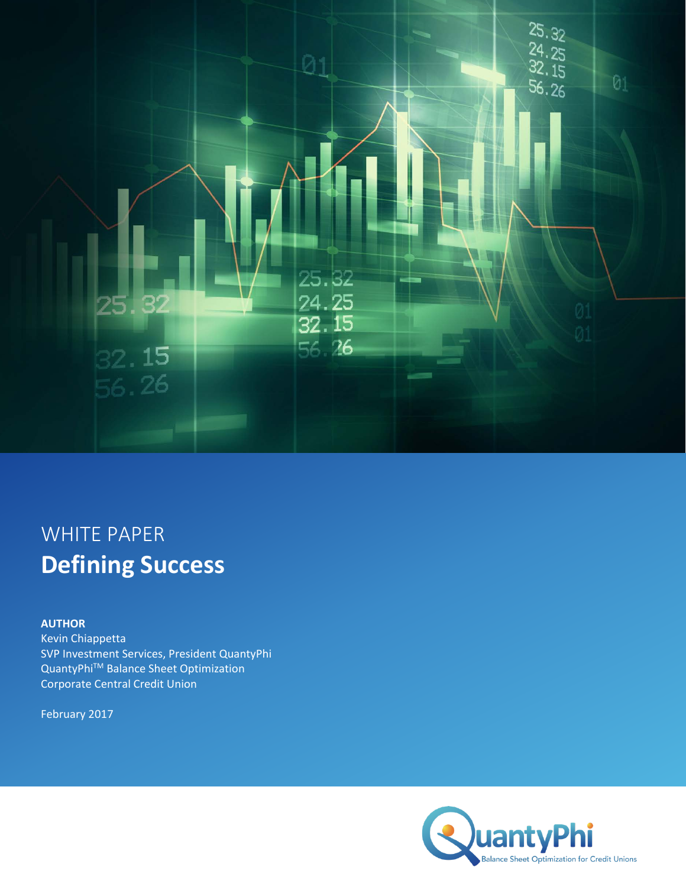WHITE PAPER

# Defining Success

**AUTHOR**

Kevin Chiappetta
SVP Investment Services, President QuantyPhi
QuantyPhi™ Balance Sheet Optimization
Corporate Central Credit Union

February 2017

QuantyPhi
Balance Sheet Optimization for Credit Unions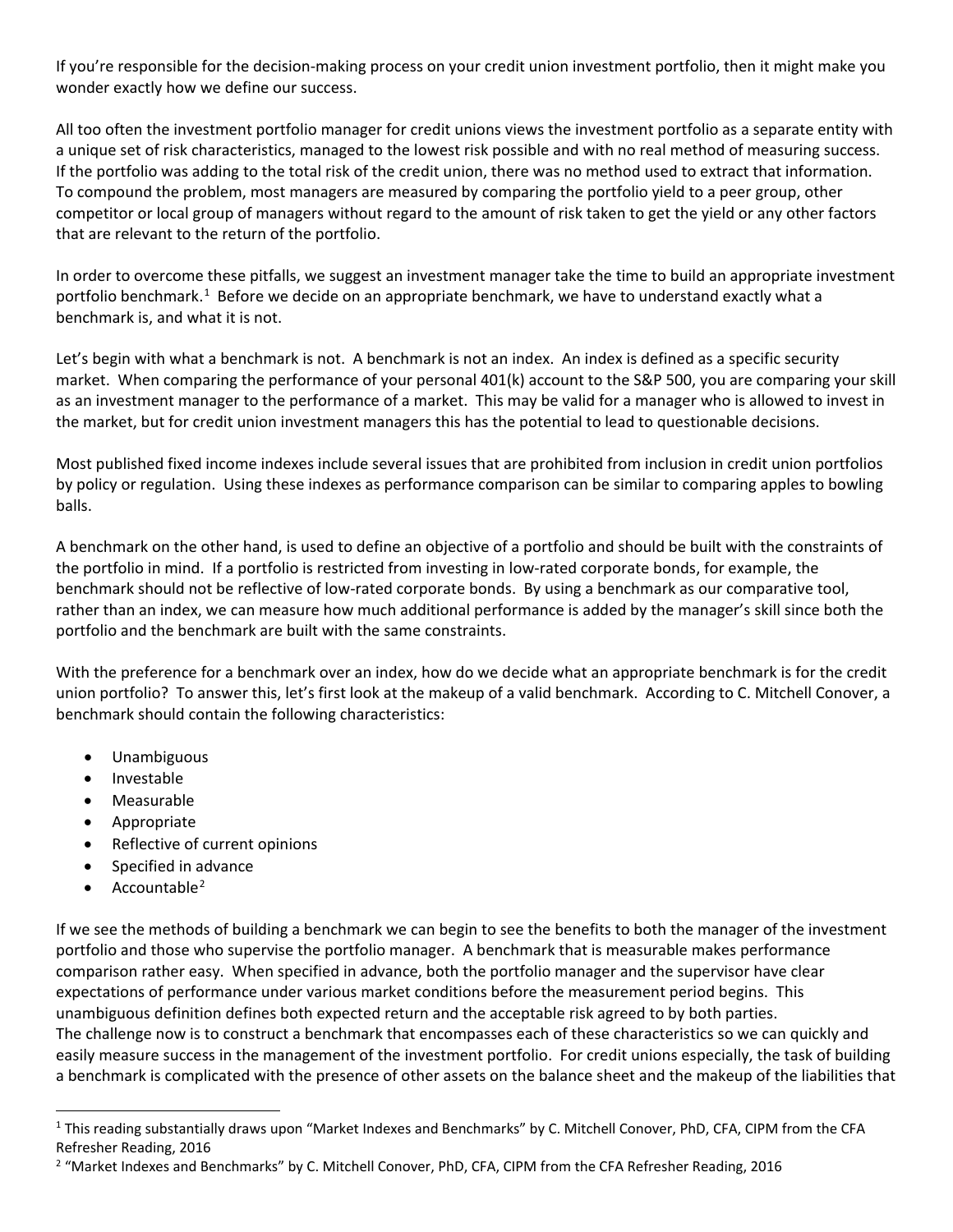If you're responsible for the decision-making process on your credit union investment portfolio, then it might make you wonder exactly how we define our success.

All too often the investment portfolio manager for credit unions views the investment portfolio as a separate entity with a unique set of risk characteristics, managed to the lowest risk possible and with no real method of measuring success. If the portfolio was adding to the total risk of the credit union, there was no method used to extract that information. To compound the problem, most managers are measured by comparing the portfolio yield to a peer group, other competitor or local group of managers without regard to the amount of risk taken to get the yield or any other factors that are relevant to the return of the portfolio.

In order to overcome these pitfalls, we suggest an investment manager take the time to build an appropriate investment portfolio benchmark.[1] Before we decide on an appropriate benchmark, we have to understand exactly what a benchmark is, and what it is not.

Let's begin with what a benchmark is not. A benchmark is not an index. An index is defined as a specific security market. When comparing the performance of your personal 401(k) account to the S&P 500, you are comparing your skill as an investment manager to the performance of a market. This may be valid for a manager who is allowed to invest in the market, but for credit union investment managers this has the potential to lead to questionable decisions.

Most published fixed income indexes include several issues that are prohibited from inclusion in credit union portfolios by policy or regulation. Using these indexes as performance comparison can be similar to comparing apples to bowling balls.

A benchmark on the other hand, is used to define an objective of a portfolio and should be built with the constraints of the portfolio in mind. If a portfolio is restricted from investing in low-rated corporate bonds, for example, the benchmark should not be reflective of low-rated corporate bonds. By using a benchmark as our comparative tool, rather than an index, we can measure how much additional performance is added by the manager's skill since both the portfolio and the benchmark are built with the same constraints.

With the preference for a benchmark over an index, how do we decide what an appropriate benchmark is for the credit union portfolio? To answer this, let's first look at the makeup of a valid benchmark. According to C. Mitchell Conover, a benchmark should contain the following characteristics:

- Unambiguous
- Investable
- Measurable
- Appropriate
- Reflective of current opinions
- Specified in advance
- Accountable[2]

If we see the methods of building a benchmark we can begin to see the benefits to both the manager of the investment portfolio and those who supervise the portfolio manager. A benchmark that is measurable makes performance comparison rather easy. When specified in advance, both the portfolio manager and the supervisor have clear expectations of performance under various market conditions before the measurement period begins. This unambiguous definition defines both expected return and the acceptable risk agreed to by both parties.
The challenge now is to construct a benchmark that encompasses each of these characteristics so we can quickly and easily measure success in the management of the investment portfolio. For credit unions especially, the task of building a benchmark is complicated with the presence of other assets on the balance sheet and the makeup of the liabilities that

---

[1] This reading substantially draws upon "Market Indexes and Benchmarks" by C. Mitchell Conover, PhD, CFA, CIPM from the CFA Refresher Reading, 2016

[2] "Market Indexes and Benchmarks" by C. Mitchell Conover, PhD, CFA, CIPM from the CFA Refresher Reading, 2016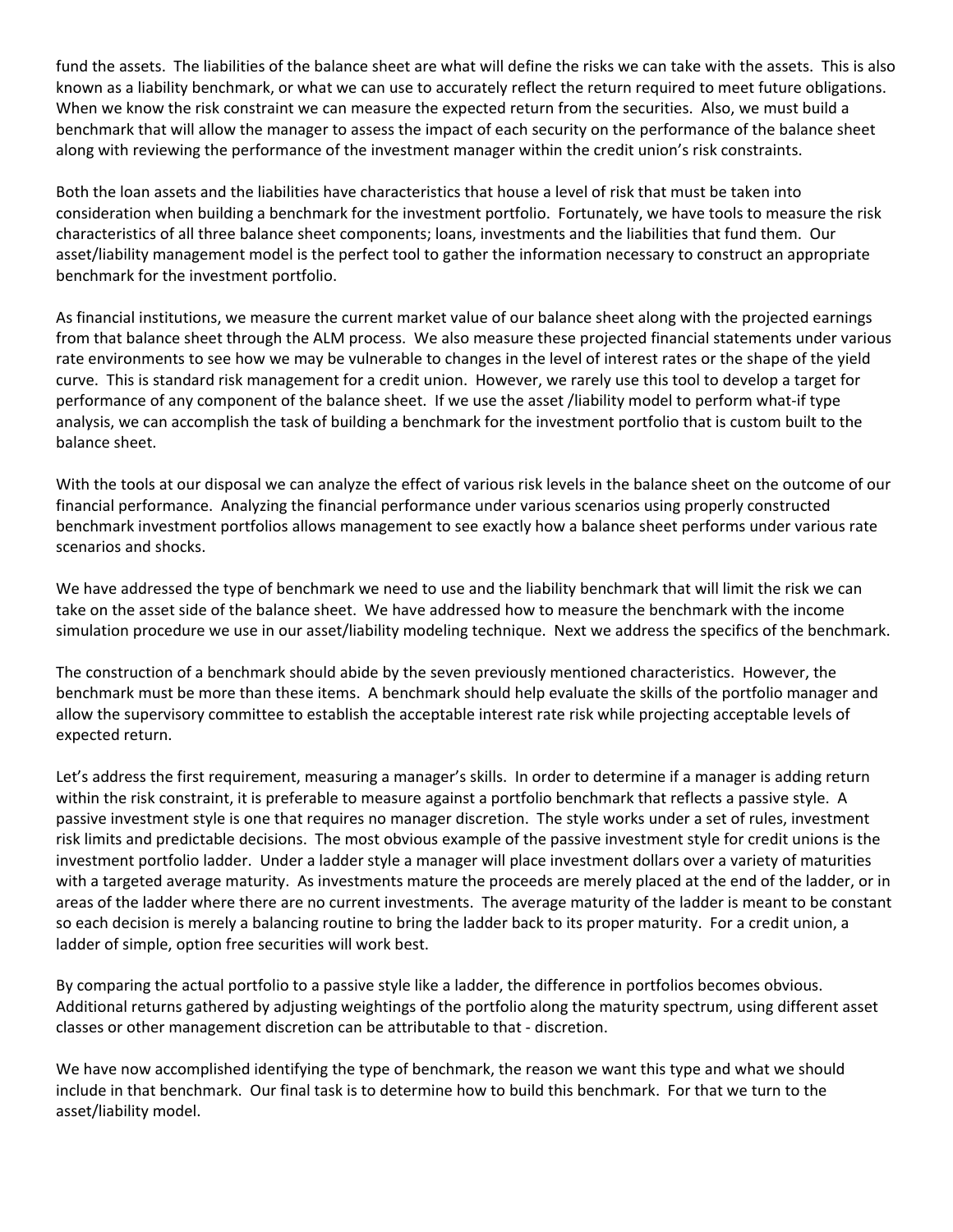fund the assets. The liabilities of the balance sheet are what will define the risks we can take with the assets. This is also known as a liability benchmark, or what we can use to accurately reflect the return required to meet future obligations. When we know the risk constraint we can measure the expected return from the securities. Also, we must build a benchmark that will allow the manager to assess the impact of each security on the performance of the balance sheet along with reviewing the performance of the investment manager within the credit union's risk constraints.

Both the loan assets and the liabilities have characteristics that house a level of risk that must be taken into consideration when building a benchmark for the investment portfolio. Fortunately, we have tools to measure the risk characteristics of all three balance sheet components; loans, investments and the liabilities that fund them. Our asset/liability management model is the perfect tool to gather the information necessary to construct an appropriate benchmark for the investment portfolio.

As financial institutions, we measure the current market value of our balance sheet along with the projected earnings from that balance sheet through the ALM process. We also measure these projected financial statements under various rate environments to see how we may be vulnerable to changes in the level of interest rates or the shape of the yield curve. This is standard risk management for a credit union. However, we rarely use this tool to develop a target for performance of any component of the balance sheet. If we use the asset /liability model to perform what-if type analysis, we can accomplish the task of building a benchmark for the investment portfolio that is custom built to the balance sheet.

With the tools at our disposal we can analyze the effect of various risk levels in the balance sheet on the outcome of our financial performance. Analyzing the financial performance under various scenarios using properly constructed benchmark investment portfolios allows management to see exactly how a balance sheet performs under various rate scenarios and shocks.

We have addressed the type of benchmark we need to use and the liability benchmark that will limit the risk we can take on the asset side of the balance sheet. We have addressed how to measure the benchmark with the income simulation procedure we use in our asset/liability modeling technique. Next we address the specifics of the benchmark.

The construction of a benchmark should abide by the seven previously mentioned characteristics. However, the benchmark must be more than these items. A benchmark should help evaluate the skills of the portfolio manager and allow the supervisory committee to establish the acceptable interest rate risk while projecting acceptable levels of expected return.

Let's address the first requirement, measuring a manager's skills. In order to determine if a manager is adding return within the risk constraint, it is preferable to measure against a portfolio benchmark that reflects a passive style. A passive investment style is one that requires no manager discretion. The style works under a set of rules, investment risk limits and predictable decisions. The most obvious example of the passive investment style for credit unions is the investment portfolio ladder. Under a ladder style a manager will place investment dollars over a variety of maturities with a targeted average maturity. As investments mature the proceeds are merely placed at the end of the ladder, or in areas of the ladder where there are no current investments. The average maturity of the ladder is meant to be constant so each decision is merely a balancing routine to bring the ladder back to its proper maturity. For a credit union, a ladder of simple, option free securities will work best.

By comparing the actual portfolio to a passive style like a ladder, the difference in portfolios becomes obvious. Additional returns gathered by adjusting weightings of the portfolio along the maturity spectrum, using different asset classes or other management discretion can be attributable to that - discretion.

We have now accomplished identifying the type of benchmark, the reason we want this type and what we should include in that benchmark. Our final task is to determine how to build this benchmark. For that we turn to the asset/liability model.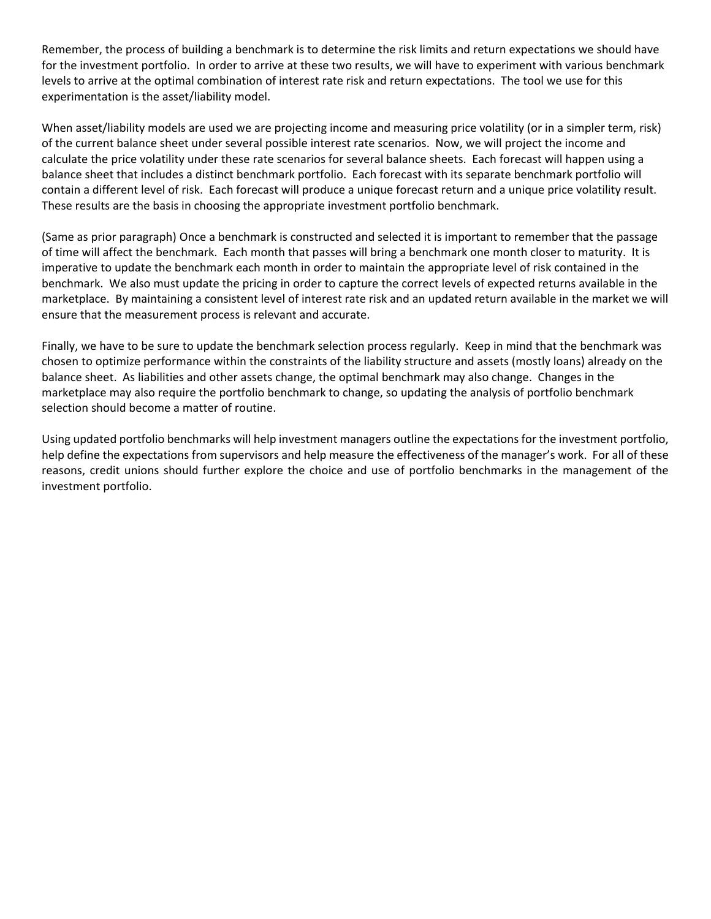Remember, the process of building a benchmark is to determine the risk limits and return expectations we should have for the investment portfolio. In order to arrive at these two results, we will have to experiment with various benchmark levels to arrive at the optimal combination of interest rate risk and return expectations. The tool we use for this experimentation is the asset/liability model.

When asset/liability models are used we are projecting income and measuring price volatility (or in a simpler term, risk) of the current balance sheet under several possible interest rate scenarios. Now, we will project the income and calculate the price volatility under these rate scenarios for several balance sheets. Each forecast will happen using a balance sheet that includes a distinct benchmark portfolio. Each forecast with its separate benchmark portfolio will contain a different level of risk. Each forecast will produce a unique forecast return and a unique price volatility result. These results are the basis in choosing the appropriate investment portfolio benchmark.

(Same as prior paragraph) Once a benchmark is constructed and selected it is important to remember that the passage of time will affect the benchmark. Each month that passes will bring a benchmark one month closer to maturity. It is imperative to update the benchmark each month in order to maintain the appropriate level of risk contained in the benchmark. We also must update the pricing in order to capture the correct levels of expected returns available in the marketplace. By maintaining a consistent level of interest rate risk and an updated return available in the market we will ensure that the measurement process is relevant and accurate.

Finally, we have to be sure to update the benchmark selection process regularly. Keep in mind that the benchmark was chosen to optimize performance within the constraints of the liability structure and assets (mostly loans) already on the balance sheet. As liabilities and other assets change, the optimal benchmark may also change. Changes in the marketplace may also require the portfolio benchmark to change, so updating the analysis of portfolio benchmark selection should become a matter of routine.

Using updated portfolio benchmarks will help investment managers outline the expectations for the investment portfolio, help define the expectations from supervisors and help measure the effectiveness of the manager's work. For all of these reasons, credit unions should further explore the choice and use of portfolio benchmarks in the management of the investment portfolio.